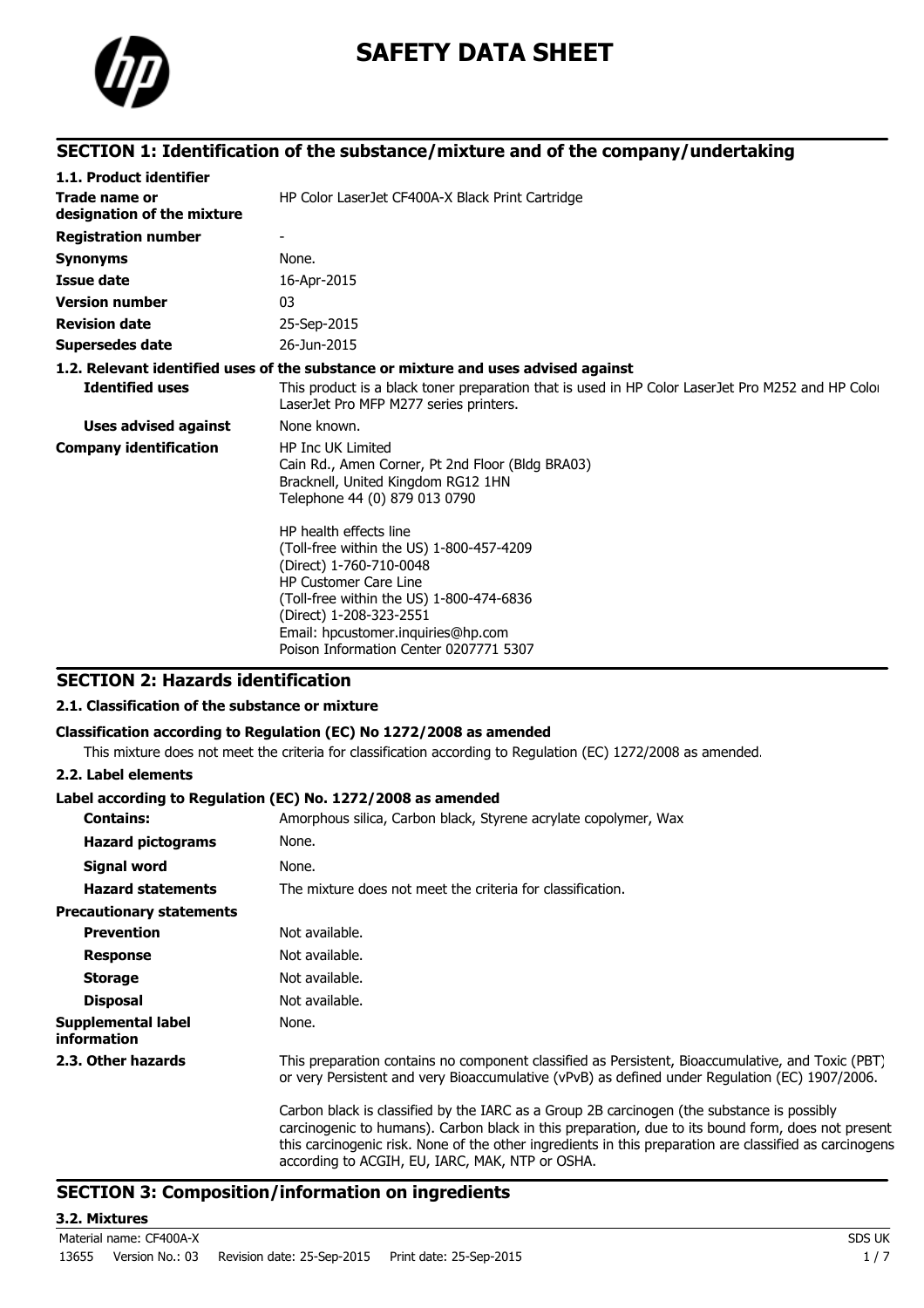# SAFETY DATA SHEET

## SECTION 1: Identification of the substance/mixture and of the company/undertaking

**1.1. Product identifier**

| | |
|---|---|
| **Trade name or designation of the mixture** | HP Color LaserJet CF400A-X Black Print Cartridge |
| **Registration number** | - |
| **Synonyms** | None. |
| **Issue date** | 16-Apr-2015 |
| **Version number** | 03 |
| **Revision date** | 25-Sep-2015 |
| **Supersedes date** | 26-Jun-2015 |

**1.2. Relevant identified uses of the substance or mixture and uses advised against**

| | |
|---|---|
| **Identified uses** | This product is a black toner preparation that is used in HP Color LaserJet Pro M252 and HP Color LaserJet Pro MFP M277 series printers. |
| **Uses advised against** | None known. |
| **Company identification** | HP Inc UK Limited<br>Cain Rd., Amen Corner, Pt 2nd Floor (Bldg BRA03)<br>Bracknell, United Kingdom RG12 1HN<br>Telephone 44 (0) 879 013 0790<br><br>HP health effects line<br>(Toll-free within the US) 1-800-457-4209<br>(Direct) 1-760-710-0048<br>HP Customer Care Line<br>(Toll-free within the US) 1-800-474-6836<br>(Direct) 1-208-323-2551<br>Email: hpcustomer.inquiries@hp.com<br>Poison Information Center 0207771 5307 |

## SECTION 2: Hazards identification

**2.1. Classification of the substance or mixture**

**Classification according to Regulation (EC) No 1272/2008 as amended**

This mixture does not meet the criteria for classification according to Regulation (EC) 1272/2008 as amended.

**2.2. Label elements**

**Label according to Regulation (EC) No. 1272/2008 as amended**

| | |
|---|---|
| **Contains:** | Amorphous silica, Carbon black, Styrene acrylate copolymer, Wax |
| **Hazard pictograms** | None. |
| **Signal word** | None. |
| **Hazard statements** | The mixture does not meet the criteria for classification. |
| **Precautionary statements** | |
| **Prevention** | Not available. |
| **Response** | Not available. |
| **Storage** | Not available. |
| **Disposal** | Not available. |
| **Supplemental label information** | None. |
| **2.3. Other hazards** | This preparation contains no component classified as Persistent, Bioaccumulative, and Toxic (PBT) or very Persistent and very Bioaccumulative (vPvB) as defined under Regulation (EC) 1907/2006.<br><br>Carbon black is classified by the IARC as a Group 2B carcinogen (the substance is possibly carcinogenic to humans). Carbon black in this preparation, due to its bound form, does not present this carcinogenic risk. None of the other ingredients in this preparation are classified as carcinogens according to ACGIH, EU, IARC, MAK, NTP or OSHA. |

## SECTION 3: Composition/information on ingredients

**3.2. Mixtures**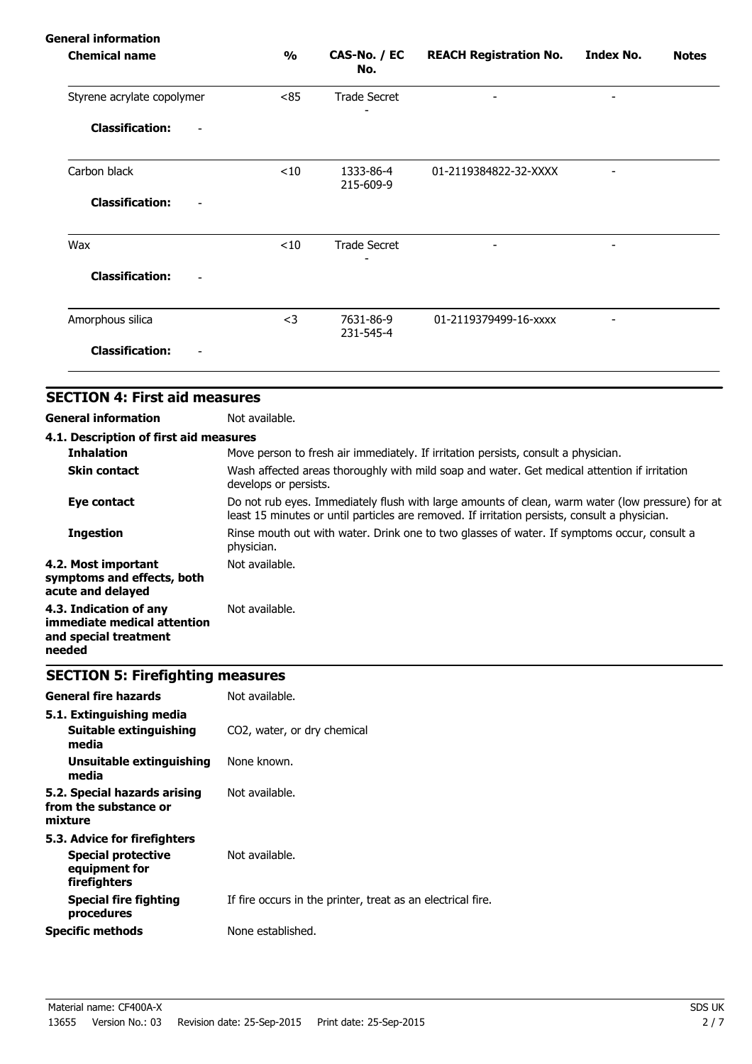**General information**

| Chemical name | % | CAS-No. / EC No. | REACH Registration No. | Index No. | Notes |
|---|---|---|---|---|---|
| Styrene acrylate copolymer | <85 | Trade Secret<br>- | - | - | |
| **Classification:** - | | | | | |
| Carbon black | <10 | 1333-86-4<br>215-609-9 | 01-2119384822-32-XXXX | - | |
| **Classification:** - | | | | | |
| Wax | <10 | Trade Secret<br>- | - | - | |
| **Classification:** - | | | | | |
| Amorphous silica | <3 | 7631-86-9<br>231-545-4 | 01-2119379499-16-xxxx | - | |
| **Classification:** - | | | | | |

## SECTION 4: First aid measures

**General information** Not available.

**4.1. Description of first aid measures**

**Inhalation** Move person to fresh air immediately. If irritation persists, consult a physician.

**Skin contact** Wash affected areas thoroughly with mild soap and water. Get medical attention if irritation develops or persists.

**Eye contact** Do not rub eyes. Immediately flush with large amounts of clean, warm water (low pressure) for at least 15 minutes or until particles are removed. If irritation persists, consult a physician.

**Ingestion** Rinse mouth out with water. Drink one to two glasses of water. If symptoms occur, consult a physician.

**4.2. Most important symptoms and effects, both acute and delayed** Not available.

**4.3. Indication of any immediate medical attention and special treatment needed** Not available.

## SECTION 5: Firefighting measures

**General fire hazards** Not available.

**5.1. Extinguishing media**

**Suitable extinguishing media** $CO_2$, water, or dry chemical

**Unsuitable extinguishing media** None known.

**5.2. Special hazards arising from the substance or mixture** Not available.

**5.3. Advice for firefighters**

**Special protective equipment for firefighters** Not available.

**Special fire fighting procedures** If fire occurs in the printer, treat as an electrical fire.

**Specific methods** None established.

Material name: CF400A-X
13655 Version No.: 03 Revision date: 25-Sep-2015 Print date: 25-Sep-2015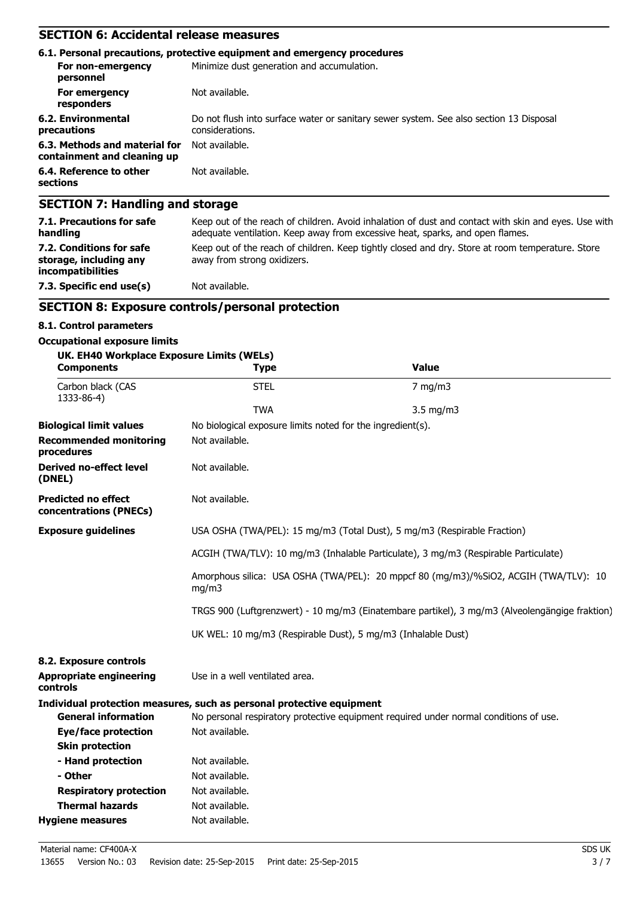## SECTION 6: Accidental release measures

### 6.1. Personal precautions, protective equipment and emergency procedures

| | |
|---|---|
| **For non-emergency personnel** | Minimize dust generation and accumulation. |
| **For emergency responders** | Not available. |
| **6.2. Environmental precautions** | Do not flush into surface water or sanitary sewer system. See also section 13 Disposal considerations. |
| **6.3. Methods and material for containment and cleaning up** | Not available. |
| **6.4. Reference to other sections** | Not available. |

## SECTION 7: Handling and storage

| | |
|---|---|
| **7.1. Precautions for safe handling** | Keep out of the reach of children. Avoid inhalation of dust and contact with skin and eyes. Use with adequate ventilation. Keep away from excessive heat, sparks, and open flames. |
| **7.2. Conditions for safe storage, including any incompatibilities** | Keep out of the reach of children. Keep tightly closed and dry. Store at room temperature. Store away from strong oxidizers. |
| **7.3. Specific end use(s)** | Not available. |

## SECTION 8: Exposure controls/personal protection

### 8.1. Control parameters

**Occupational exposure limits**

**UK. EH40 Workplace Exposure Limits (WELs)**

| Components | Type | Value |
|---|---|---|
| Carbon black (CAS 1333-86-4) | STEL | 7 mg/m3 |
| | TWA | 3.5 mg/m3 |

| | |
|---|---|
| **Biological limit values** | No biological exposure limits noted for the ingredient(s). |
| **Recommended monitoring procedures** | Not available. |
| **Derived no-effect level (DNEL)** | Not available. |
| **Predicted no effect concentrations (PNECs)** | Not available. |
| **Exposure guidelines** | USA OSHA (TWA/PEL): 15 mg/m3 (Total Dust), 5 mg/m3 (Respirable Fraction)<br><br>ACGIH (TWA/TLV): 10 mg/m3 (Inhalable Particulate), 3 mg/m3 (Respirable Particulate)<br><br>Amorphous silica: USA OSHA (TWA/PEL): 20 mppcf 80 (mg/m3)/%SiO2, ACGIH (TWA/TLV): 10 mg/m3<br><br>TRGS 900 (Luftgrenzwert) - 10 mg/m3 (Einatembare partikel), 3 mg/m3 (Alveolengängige fraktion)<br><br>UK WEL: 10 mg/m3 (Respirable Dust), 5 mg/m3 (Inhalable Dust) |

### 8.2. Exposure controls

| | |
|---|---|
| **Appropriate engineering controls** | Use in a well ventilated area. |

**Individual protection measures, such as personal protective equipment**

| | |
|---|---|
| **General information** | No personal respiratory protective equipment required under normal conditions of use. |
| **Eye/face protection** | Not available. |
| **Skin protection** | |
| **- Hand protection** | Not available. |
| **- Other** | Not available. |
| **Respiratory protection** | Not available. |
| **Thermal hazards** | Not available. |
| **Hygiene measures** | Not available. |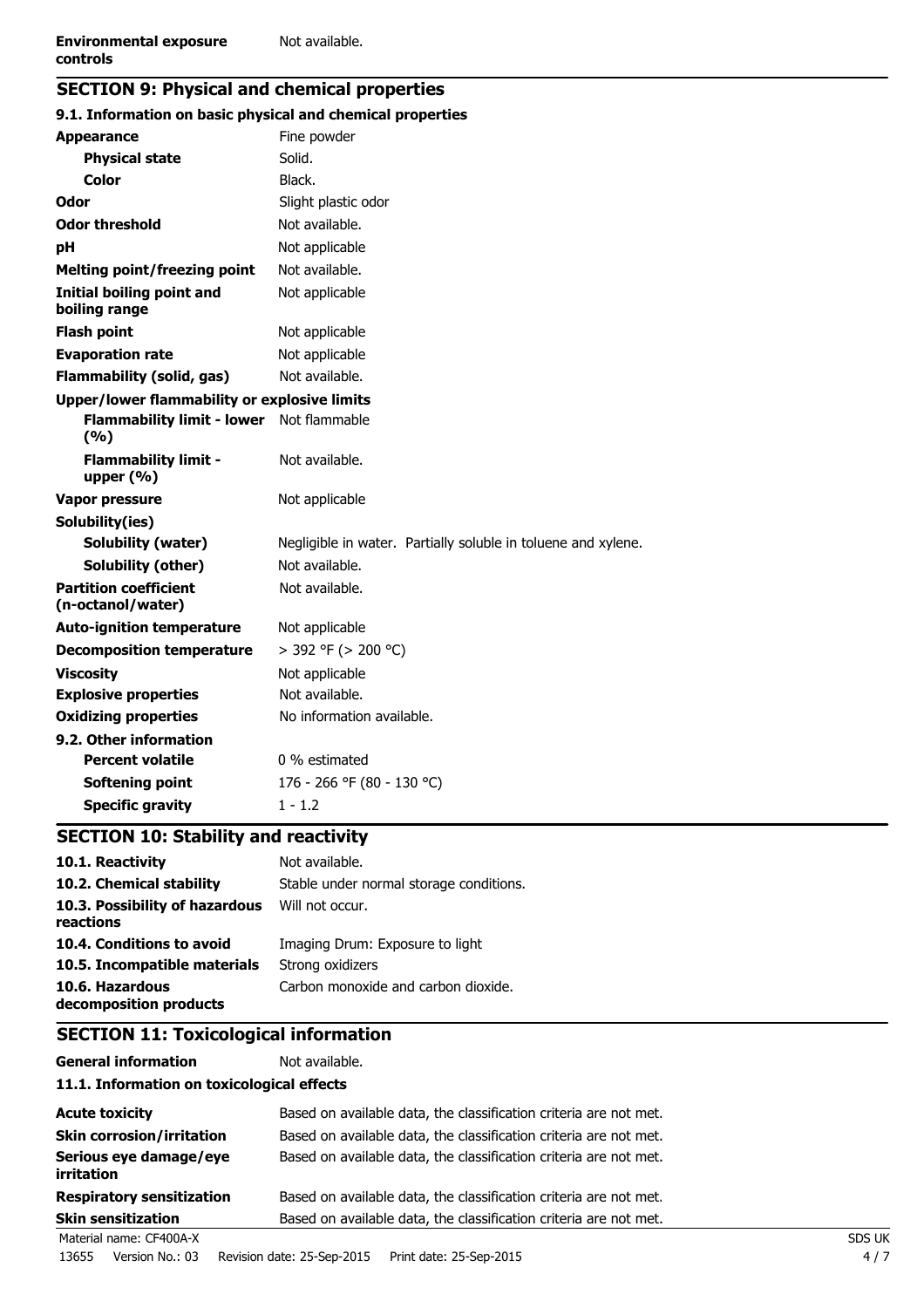| | |
|---|---|
| **Environmental exposure controls** | Not available. |

## SECTION 9: Physical and chemical properties

### 9.1. Information on basic physical and chemical properties

| | |
|---|---|
| **Appearance** | Fine powder |
| **Physical state** | Solid. |
| **Color** | Black. |
| **Odor** | Slight plastic odor |
| **Odor threshold** | Not available. |
| **pH** | Not applicable |
| **Melting point/freezing point** | Not available. |
| **Initial boiling point and boiling range** | Not applicable |
| **Flash point** | Not applicable |
| **Evaporation rate** | Not applicable |
| **Flammability (solid, gas)** | Not available. |
| **Upper/lower flammability or explosive limits** | |
| **Flammability limit - lower (%)** | Not flammable |
| **Flammability limit - upper (%)** | Not available. |
| **Vapor pressure** | Not applicable |
| **Solubility(ies)** | |
| **Solubility (water)** | Negligible in water. Partially soluble in toluene and xylene. |
| **Solubility (other)** | Not available. |
| **Partition coefficient (n-octanol/water)** | Not available. |
| **Auto-ignition temperature** | Not applicable |
| **Decomposition temperature** | > 392 °F (> 200 °C) |
| **Viscosity** | Not applicable |
| **Explosive properties** | Not available. |
| **Oxidizing properties** | No information available. |

### 9.2. Other information

| | |
|---|---|
| **Percent volatile** | 0 % estimated |
| **Softening point** | 176 - 266 °F (80 - 130 °C) |
| **Specific gravity** | 1 - 1.2 |

## SECTION 10: Stability and reactivity

| | |
|---|---|
| **10.1. Reactivity** | Not available. |
| **10.2. Chemical stability** | Stable under normal storage conditions. |
| **10.3. Possibility of hazardous reactions** | Will not occur. |
| **10.4. Conditions to avoid** | Imaging Drum: Exposure to light |
| **10.5. Incompatible materials** | Strong oxidizers |
| **10.6. Hazardous decomposition products** | Carbon monoxide and carbon dioxide. |

## SECTION 11: Toxicological information

| | |
|---|---|
| **General information** | Not available. |

### 11.1. Information on toxicological effects

| | |
|---|---|
| **Acute toxicity** | Based on available data, the classification criteria are not met. |
| **Skin corrosion/irritation** | Based on available data, the classification criteria are not met. |
| **Serious eye damage/eye irritation** | Based on available data, the classification criteria are not met. |
| **Respiratory sensitization** | Based on available data, the classification criteria are not met. |
| **Skin sensitization** | Based on available data, the classification criteria are not met. |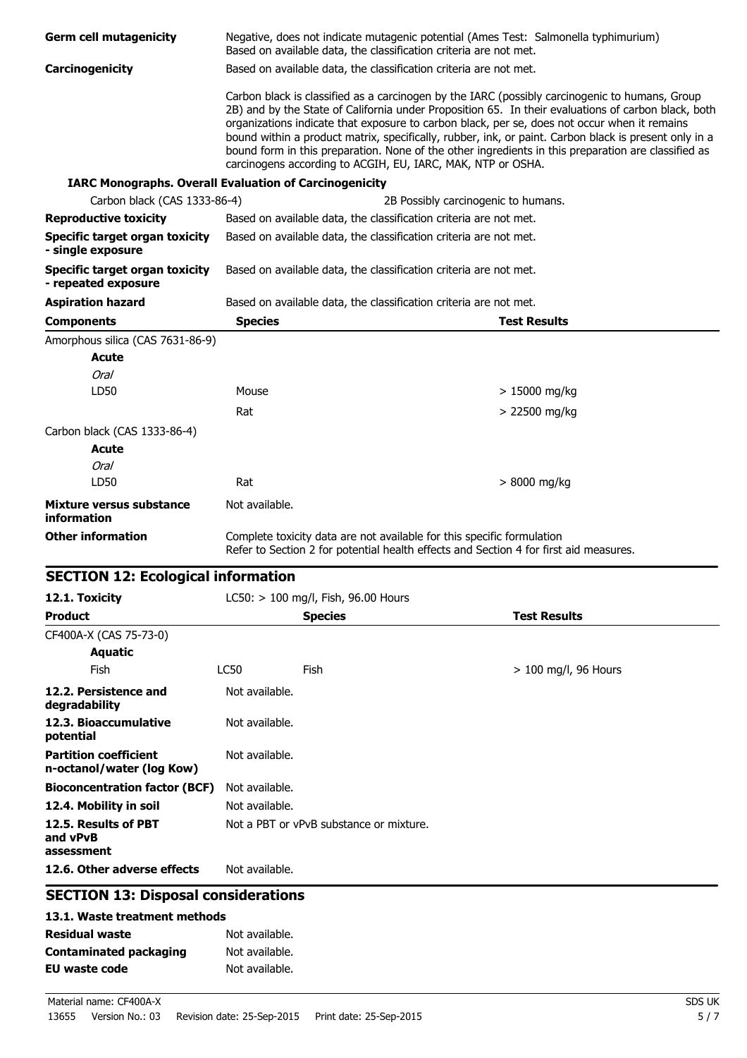| | |
|---|---|
| **Germ cell mutagenicity** | Negative, does not indicate mutagenic potential (Ames Test: Salmonella typhimurium) Based on available data, the classification criteria are not met. |
| **Carcinogenicity** | Based on available data, the classification criteria are not met. |
| | Carbon black is classified as a carcinogen by the IARC (possibly carcinogenic to humans, Group 2B) and by the State of California under Proposition 65. In their evaluations of carbon black, both organizations indicate that exposure to carbon black, per se, does not occur when it remains bound within a product matrix, specifically, rubber, ink, or paint. Carbon black is present only in a bound form in this preparation. None of the other ingredients in this preparation are classified as carcinogens according to ACGIH, EU, IARC, MAK, NTP or OSHA. |

**IARC Monographs. Overall Evaluation of Carcinogenicity**

| | |
|---|---|
| Carbon black (CAS 1333-86-4) | 2B Possibly carcinogenic to humans. |
| **Reproductive toxicity** | Based on available data, the classification criteria are not met. |
| **Specific target organ toxicity - single exposure** | Based on available data, the classification criteria are not met. |
| **Specific target organ toxicity - repeated exposure** | Based on available data, the classification criteria are not met. |
| **Aspiration hazard** | Based on available data, the classification criteria are not met. |

| **Components** | **Species** | **Test Results** |
|---|---|---|
| Amorphous silica (CAS 7631-86-9) | | |
| **Acute** | | |
| *Oral* | | |
| LD50 | Mouse | > 15000 mg/kg |
| | Rat | > 22500 mg/kg |
| Carbon black (CAS 1333-86-4) | | |
| **Acute** | | |
| *Oral* | | |
| LD50 | Rat | > 8000 mg/kg |

| | |
|---|---|
| **Mixture versus substance information** | Not available. |
| **Other information** | Complete toxicity data are not available for this specific formulation Refer to Section 2 for potential health effects and Section 4 for first aid measures. |

## SECTION 12: Ecological information

| | | | |
|---|---|---|---|
| **12.1. Toxicity** | LC50: > 100 mg/l, Fish, 96.00 Hours | | |
| **Product** | | **Species** | **Test Results** |
| CF400A-X (CAS 75-73-0) | | | |
| **Aquatic** | | | |
| Fish | LC50 | Fish | > 100 mg/l, 96 Hours |

| | |
|---|---|
| **12.2. Persistence and degradability** | Not available. |
| **12.3. Bioaccumulative potential** | Not available. |
| **Partition coefficient n-octanol/water (log Kow)** | Not available. |
| **Bioconcentration factor (BCF)** | Not available. |
| **12.4. Mobility in soil** | Not available. |
| **12.5. Results of PBT and vPvB assessment** | Not a PBT or vPvB substance or mixture. |
| **12.6. Other adverse effects** | Not available. |

## SECTION 13: Disposal considerations

**13.1. Waste treatment methods**

| | |
|---|---|
| **Residual waste** | Not available. |
| **Contaminated packaging** | Not available. |
| **EU waste code** | Not available. |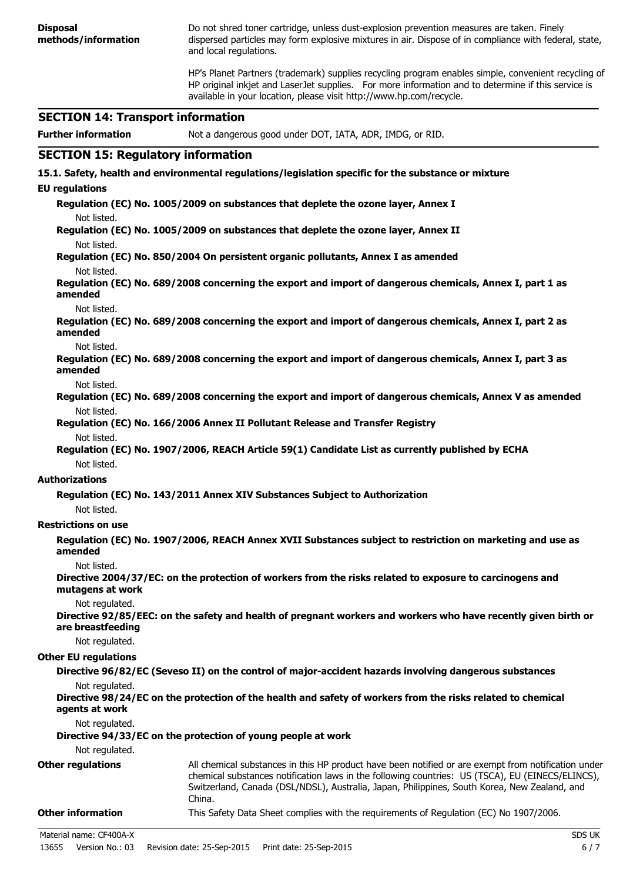**Disposal methods/information**

Do not shred toner cartridge, unless dust-explosion prevention measures are taken. Finely dispersed particles may form explosive mixtures in air. Dispose of in compliance with federal, state, and local regulations.

HP's Planet Partners (trademark) supplies recycling program enables simple, convenient recycling of HP original inkjet and LaserJet supplies. For more information and to determine if this service is available in your location, please visit http://www.hp.com/recycle.

## SECTION 14: Transport information

**Further information** Not a dangerous good under DOT, IATA, ADR, IMDG, or RID.

## SECTION 15: Regulatory information

**15.1. Safety, health and environmental regulations/legislation specific for the substance or mixture**

**EU regulations**

**Regulation (EC) No. 1005/2009 on substances that deplete the ozone layer, Annex I**

Not listed.

**Regulation (EC) No. 1005/2009 on substances that deplete the ozone layer, Annex II**

Not listed.

**Regulation (EC) No. 850/2004 On persistent organic pollutants, Annex I as amended**

Not listed.

**Regulation (EC) No. 689/2008 concerning the export and import of dangerous chemicals, Annex I, part 1 as amended**

Not listed.

**Regulation (EC) No. 689/2008 concerning the export and import of dangerous chemicals, Annex I, part 2 as amended**

Not listed.

**Regulation (EC) No. 689/2008 concerning the export and import of dangerous chemicals, Annex I, part 3 as amended**

Not listed.

**Regulation (EC) No. 689/2008 concerning the export and import of dangerous chemicals, Annex V as amended**

Not listed.

**Regulation (EC) No. 166/2006 Annex II Pollutant Release and Transfer Registry**

Not listed.

**Regulation (EC) No. 1907/2006, REACH Article 59(1) Candidate List as currently published by ECHA**

Not listed.

**Authorizations**

**Regulation (EC) No. 143/2011 Annex XIV Substances Subject to Authorization**

Not listed.

**Restrictions on use**

**Regulation (EC) No. 1907/2006, REACH Annex XVII Substances subject to restriction on marketing and use as amended**

Not listed.

**Directive 2004/37/EC: on the protection of workers from the risks related to exposure to carcinogens and mutagens at work**

Not regulated.

**Directive 92/85/EEC: on the safety and health of pregnant workers and workers who have recently given birth or are breastfeeding**

Not regulated.

**Other EU regulations**

**Directive 96/82/EC (Seveso II) on the control of major-accident hazards involving dangerous substances**

Not regulated.

**Directive 98/24/EC on the protection of the health and safety of workers from the risks related to chemical agents at work**

Not regulated.

**Directive 94/33/EC on the protection of young people at work**

Not regulated.

**Other regulations** All chemical substances in this HP product have been notified or are exempt from notification under chemical substances notification laws in the following countries: US (TSCA), EU (EINECS/ELINCS), Switzerland, Canada (DSL/NDSL), Australia, Japan, Philippines, South Korea, New Zealand, and China.

**Other information** This Safety Data Sheet complies with the requirements of Regulation (EC) No 1907/2006.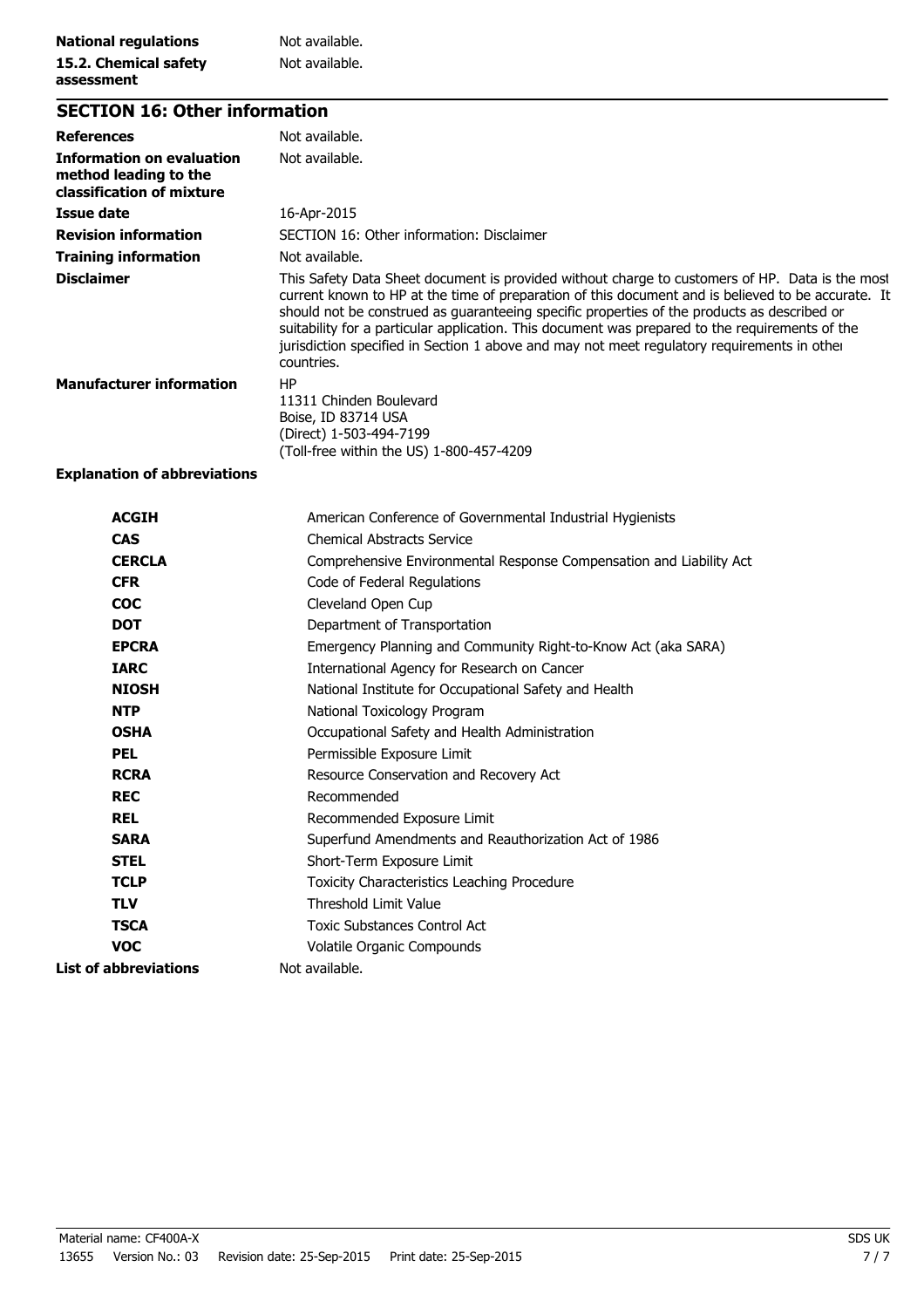| | |
|---|---|
| **National regulations** | Not available. |
| **15.2. Chemical safety assessment** | Not available. |

## SECTION 16: Other information

| | |
|---|---|
| **References** | Not available. |
| **Information on evaluation method leading to the classification of mixture** | Not available. |
| **Issue date** | 16-Apr-2015 |
| **Revision information** | SECTION 16: Other information: Disclaimer |
| **Training information** | Not available. |
| **Disclaimer** | This Safety Data Sheet document is provided without charge to customers of HP. Data is the most current known to HP at the time of preparation of this document and is believed to be accurate. It should not be construed as guaranteeing specific properties of the products as described or suitability for a particular application. This document was prepared to the requirements of the jurisdiction specified in Section 1 above and may not meet regulatory requirements in other countries. |
| **Manufacturer information** | HP<br>11311 Chinden Boulevard<br>Boise, ID 83714 USA<br>(Direct) 1-503-494-7199<br>(Toll-free within the US) 1-800-457-4209 |

**Explanation of abbreviations**

| | |
|---|---|
| **ACGIH** | American Conference of Governmental Industrial Hygienists |
| **CAS** | Chemical Abstracts Service |
| **CERCLA** | Comprehensive Environmental Response Compensation and Liability Act |
| **CFR** | Code of Federal Regulations |
| **COC** | Cleveland Open Cup |
| **DOT** | Department of Transportation |
| **EPCRA** | Emergency Planning and Community Right-to-Know Act (aka SARA) |
| **IARC** | International Agency for Research on Cancer |
| **NIOSH** | National Institute for Occupational Safety and Health |
| **NTP** | National Toxicology Program |
| **OSHA** | Occupational Safety and Health Administration |
| **PEL** | Permissible Exposure Limit |
| **RCRA** | Resource Conservation and Recovery Act |
| **REC** | Recommended |
| **REL** | Recommended Exposure Limit |
| **SARA** | Superfund Amendments and Reauthorization Act of 1986 |
| **STEL** | Short-Term Exposure Limit |
| **TCLP** | Toxicity Characteristics Leaching Procedure |
| **TLV** | Threshold Limit Value |
| **TSCA** | Toxic Substances Control Act |
| **VOC** | Volatile Organic Compounds |

**List of abbreviations** Not available.